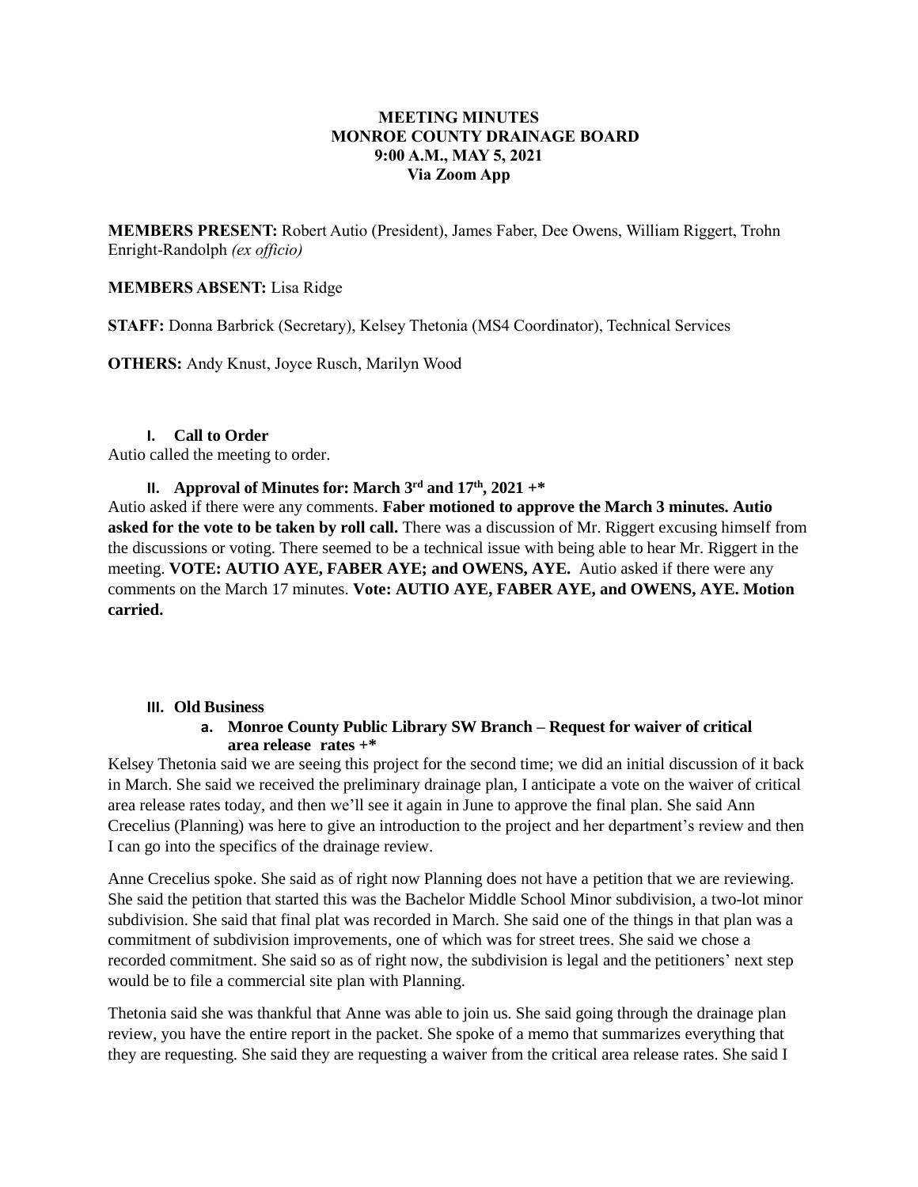**MEETING MINUTES**
**MONROE COUNTY DRAINAGE BOARD**
**9:00 A.M., MAY 5, 2021**
**Via Zoom App**

**MEMBERS PRESENT:** Robert Autio (President), James Faber, Dee Owens, William Riggert, Trohn Enright-Randolph *(ex officio)*

**MEMBERS ABSENT:** Lisa Ridge

**STAFF:** Donna Barbrick (Secretary), Kelsey Thetonia (MS4 Coordinator), Technical Services

**OTHERS:** Andy Knust, Joyce Rusch, Marilyn Wood

## I. Call to Order

Autio called the meeting to order.

## II. Approval of Minutes for: March 3rd and 17th, 2021 +*

Autio asked if there were any comments. **Faber motioned to approve the March 3 minutes. Autio asked for the vote to be taken by roll call.** There was a discussion of Mr. Riggert excusing himself from the discussions or voting. There seemed to be a technical issue with being able to hear Mr. Riggert in the meeting. **VOTE: AUTIO AYE, FABER AYE; and OWENS, AYE.** Autio asked if there were any comments on the March 17 minutes. **Vote: AUTIO AYE, FABER AYE, and OWENS, AYE. Motion carried.**

## III. Old Business

### a. Monroe County Public Library SW Branch – Request for waiver of critical area release rates +*

Kelsey Thetonia said we are seeing this project for the second time; we did an initial discussion of it back in March. She said we received the preliminary drainage plan, I anticipate a vote on the waiver of critical area release rates today, and then we'll see it again in June to approve the final plan. She said Ann Crecelius (Planning) was here to give an introduction to the project and her department's review and then I can go into the specifics of the drainage review.

Anne Crecelius spoke. She said as of right now Planning does not have a petition that we are reviewing. She said the petition that started this was the Bachelor Middle School Minor subdivision, a two-lot minor subdivision. She said that final plat was recorded in March. She said one of the things in that plan was a commitment of subdivision improvements, one of which was for street trees. She said we chose a recorded commitment. She said so as of right now, the subdivision is legal and the petitioners' next step would be to file a commercial site plan with Planning.

Thetonia said she was thankful that Anne was able to join us. She said going through the drainage plan review, you have the entire report in the packet. She spoke of a memo that summarizes everything that they are requesting. She said they are requesting a waiver from the critical area release rates. She said I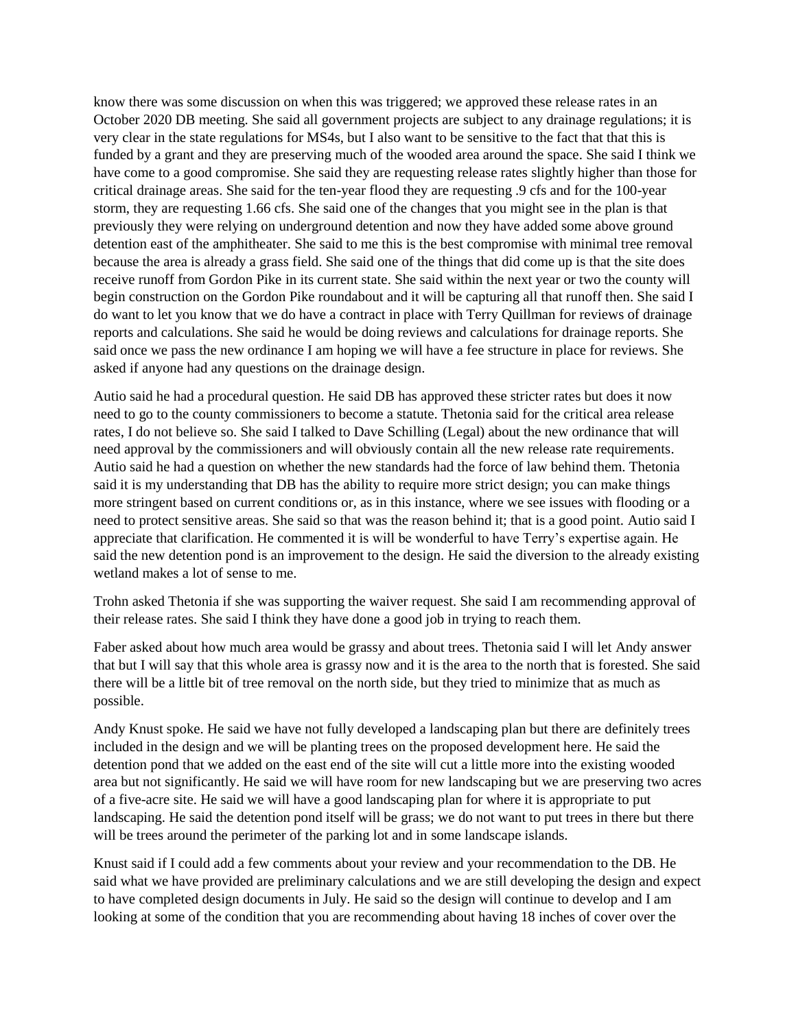know there was some discussion on when this was triggered; we approved these release rates in an October 2020 DB meeting. She said all government projects are subject to any drainage regulations; it is very clear in the state regulations for MS4s, but I also want to be sensitive to the fact that that this is funded by a grant and they are preserving much of the wooded area around the space. She said I think we have come to a good compromise. She said they are requesting release rates slightly higher than those for critical drainage areas. She said for the ten-year flood they are requesting .9 cfs and for the 100-year storm, they are requesting 1.66 cfs. She said one of the changes that you might see in the plan is that previously they were relying on underground detention and now they have added some above ground detention east of the amphitheater. She said to me this is the best compromise with minimal tree removal because the area is already a grass field. She said one of the things that did come up is that the site does receive runoff from Gordon Pike in its current state. She said within the next year or two the county will begin construction on the Gordon Pike roundabout and it will be capturing all that runoff then. She said I do want to let you know that we do have a contract in place with Terry Quillman for reviews of drainage reports and calculations. She said he would be doing reviews and calculations for drainage reports. She said once we pass the new ordinance I am hoping we will have a fee structure in place for reviews. She asked if anyone had any questions on the drainage design.

Autio said he had a procedural question. He said DB has approved these stricter rates but does it now need to go to the county commissioners to become a statute. Thetonia said for the critical area release rates, I do not believe so. She said I talked to Dave Schilling (Legal) about the new ordinance that will need approval by the commissioners and will obviously contain all the new release rate requirements. Autio said he had a question on whether the new standards had the force of law behind them. Thetonia said it is my understanding that DB has the ability to require more strict design; you can make things more stringent based on current conditions or, as in this instance, where we see issues with flooding or a need to protect sensitive areas. She said so that was the reason behind it; that is a good point. Autio said I appreciate that clarification. He commented it is will be wonderful to have Terry's expertise again. He said the new detention pond is an improvement to the design. He said the diversion to the already existing wetland makes a lot of sense to me.

Trohn asked Thetonia if she was supporting the waiver request. She said I am recommending approval of their release rates. She said I think they have done a good job in trying to reach them.

Faber asked about how much area would be grassy and about trees. Thetonia said I will let Andy answer that but I will say that this whole area is grassy now and it is the area to the north that is forested. She said there will be a little bit of tree removal on the north side, but they tried to minimize that as much as possible.

Andy Knust spoke. He said we have not fully developed a landscaping plan but there are definitely trees included in the design and we will be planting trees on the proposed development here. He said the detention pond that we added on the east end of the site will cut a little more into the existing wooded area but not significantly. He said we will have room for new landscaping but we are preserving two acres of a five-acre site. He said we will have a good landscaping plan for where it is appropriate to put landscaping. He said the detention pond itself will be grass; we do not want to put trees in there but there will be trees around the perimeter of the parking lot and in some landscape islands.

Knust said if I could add a few comments about your review and your recommendation to the DB. He said what we have provided are preliminary calculations and we are still developing the design and expect to have completed design documents in July. He said so the design will continue to develop and I am looking at some of the condition that you are recommending about having 18 inches of cover over the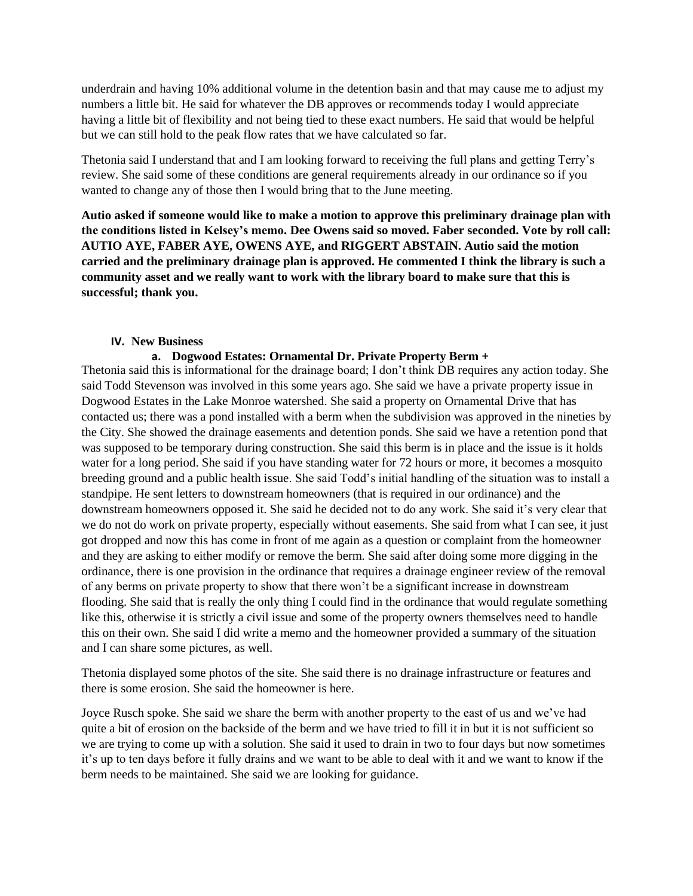underdrain and having 10% additional volume in the detention basin and that may cause me to adjust my numbers a little bit. He said for whatever the DB approves or recommends today I would appreciate having a little bit of flexibility and not being tied to these exact numbers. He said that would be helpful but we can still hold to the peak flow rates that we have calculated so far.

Thetonia said I understand that and I am looking forward to receiving the full plans and getting Terry's review. She said some of these conditions are general requirements already in our ordinance so if you wanted to change any of those then I would bring that to the June meeting.

**Autio asked if someone would like to make a motion to approve this preliminary drainage plan with the conditions listed in Kelsey's memo. Dee Owens said so moved. Faber seconded. Vote by roll call: AUTIO AYE, FABER AYE, OWENS AYE, and RIGGERT ABSTAIN. Autio said the motion carried and the preliminary drainage plan is approved. He commented I think the library is such a community asset and we really want to work with the library board to make sure that this is successful; thank you.**

## IV. New Business

### a. Dogwood Estates: Ornamental Dr. Private Property Berm +

Thetonia said this is informational for the drainage board; I don't think DB requires any action today. She said Todd Stevenson was involved in this some years ago. She said we have a private property issue in Dogwood Estates in the Lake Monroe watershed. She said a property on Ornamental Drive that has contacted us; there was a pond installed with a berm when the subdivision was approved in the nineties by the City. She showed the drainage easements and detention ponds. She said we have a retention pond that was supposed to be temporary during construction. She said this berm is in place and the issue is it holds water for a long period. She said if you have standing water for 72 hours or more, it becomes a mosquito breeding ground and a public health issue. She said Todd's initial handling of the situation was to install a standpipe. He sent letters to downstream homeowners (that is required in our ordinance) and the downstream homeowners opposed it. She said he decided not to do any work. She said it's very clear that we do not do work on private property, especially without easements. She said from what I can see, it just got dropped and now this has come in front of me again as a question or complaint from the homeowner and they are asking to either modify or remove the berm. She said after doing some more digging in the ordinance, there is one provision in the ordinance that requires a drainage engineer review of the removal of any berms on private property to show that there won't be a significant increase in downstream flooding. She said that is really the only thing I could find in the ordinance that would regulate something like this, otherwise it is strictly a civil issue and some of the property owners themselves need to handle this on their own. She said I did write a memo and the homeowner provided a summary of the situation and I can share some pictures, as well.

Thetonia displayed some photos of the site. She said there is no drainage infrastructure or features and there is some erosion. She said the homeowner is here.

Joyce Rusch spoke. She said we share the berm with another property to the east of us and we've had quite a bit of erosion on the backside of the berm and we have tried to fill it in but it is not sufficient so we are trying to come up with a solution. She said it used to drain in two to four days but now sometimes it's up to ten days before it fully drains and we want to be able to deal with it and we want to know if the berm needs to be maintained. She said we are looking for guidance.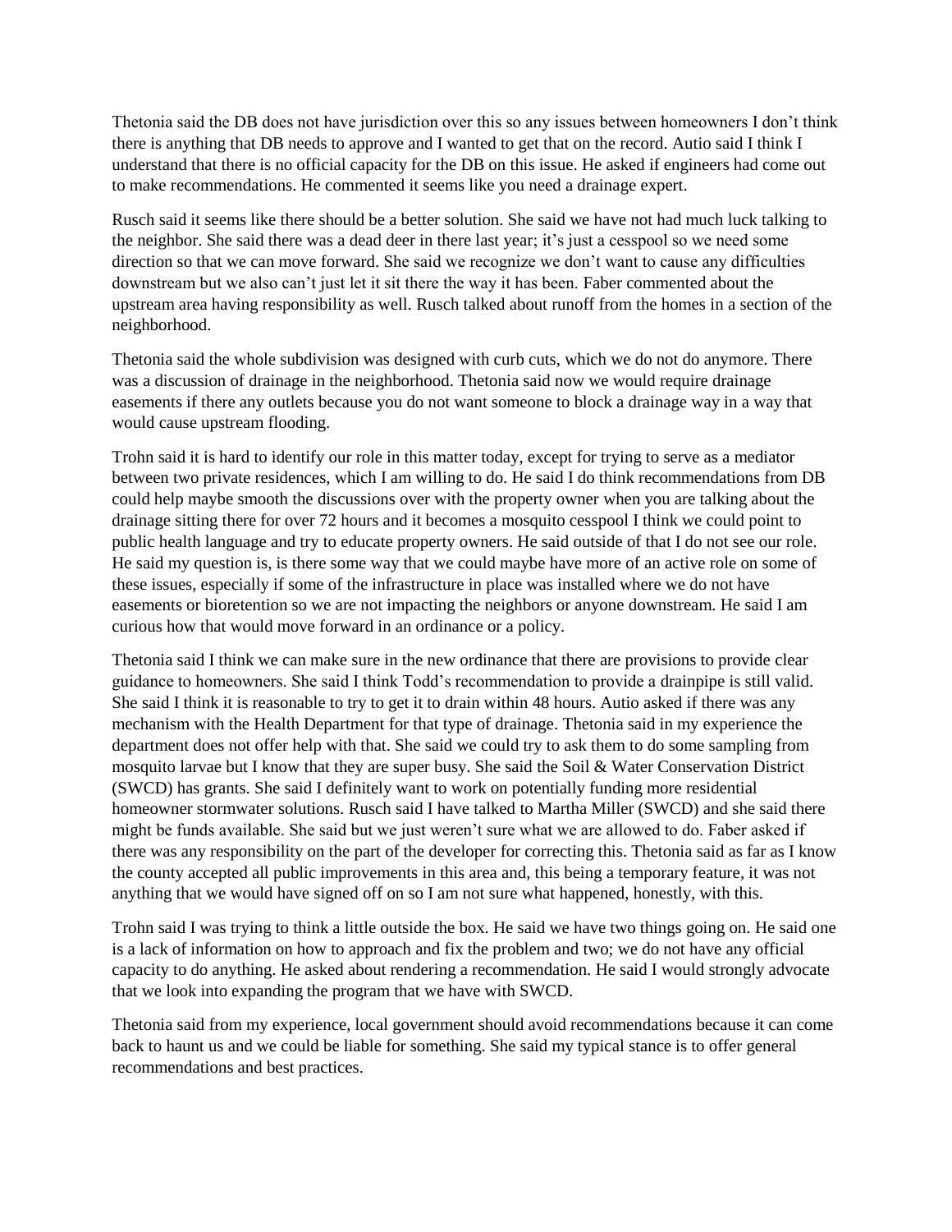Thetonia said the DB does not have jurisdiction over this so any issues between homeowners I don't think there is anything that DB needs to approve and I wanted to get that on the record. Autio said I think I understand that there is no official capacity for the DB on this issue. He asked if engineers had come out to make recommendations. He commented it seems like you need a drainage expert.

Rusch said it seems like there should be a better solution. She said we have not had much luck talking to the neighbor. She said there was a dead deer in there last year; it's just a cesspool so we need some direction so that we can move forward. She said we recognize we don't want to cause any difficulties downstream but we also can't just let it sit there the way it has been. Faber commented about the upstream area having responsibility as well. Rusch talked about runoff from the homes in a section of the neighborhood.

Thetonia said the whole subdivision was designed with curb cuts, which we do not do anymore. There was a discussion of drainage in the neighborhood. Thetonia said now we would require drainage easements if there any outlets because you do not want someone to block a drainage way in a way that would cause upstream flooding.

Trohn said it is hard to identify our role in this matter today, except for trying to serve as a mediator between two private residences, which I am willing to do. He said I do think recommendations from DB could help maybe smooth the discussions over with the property owner when you are talking about the drainage sitting there for over 72 hours and it becomes a mosquito cesspool I think we could point to public health language and try to educate property owners. He said outside of that I do not see our role. He said my question is, is there some way that we could maybe have more of an active role on some of these issues, especially if some of the infrastructure in place was installed where we do not have easements or bioretention so we are not impacting the neighbors or anyone downstream. He said I am curious how that would move forward in an ordinance or a policy.

Thetonia said I think we can make sure in the new ordinance that there are provisions to provide clear guidance to homeowners. She said I think Todd's recommendation to provide a drainpipe is still valid. She said I think it is reasonable to try to get it to drain within 48 hours. Autio asked if there was any mechanism with the Health Department for that type of drainage. Thetonia said in my experience the department does not offer help with that. She said we could try to ask them to do some sampling from mosquito larvae but I know that they are super busy. She said the Soil & Water Conservation District (SWCD) has grants. She said I definitely want to work on potentially funding more residential homeowner stormwater solutions. Rusch said I have talked to Martha Miller (SWCD) and she said there might be funds available. She said but we just weren't sure what we are allowed to do. Faber asked if there was any responsibility on the part of the developer for correcting this. Thetonia said as far as I know the county accepted all public improvements in this area and, this being a temporary feature, it was not anything that we would have signed off on so I am not sure what happened, honestly, with this.

Trohn said I was trying to think a little outside the box. He said we have two things going on. He said one is a lack of information on how to approach and fix the problem and two; we do not have any official capacity to do anything. He asked about rendering a recommendation. He said I would strongly advocate that we look into expanding the program that we have with SWCD.

Thetonia said from my experience, local government should avoid recommendations because it can come back to haunt us and we could be liable for something. She said my typical stance is to offer general recommendations and best practices.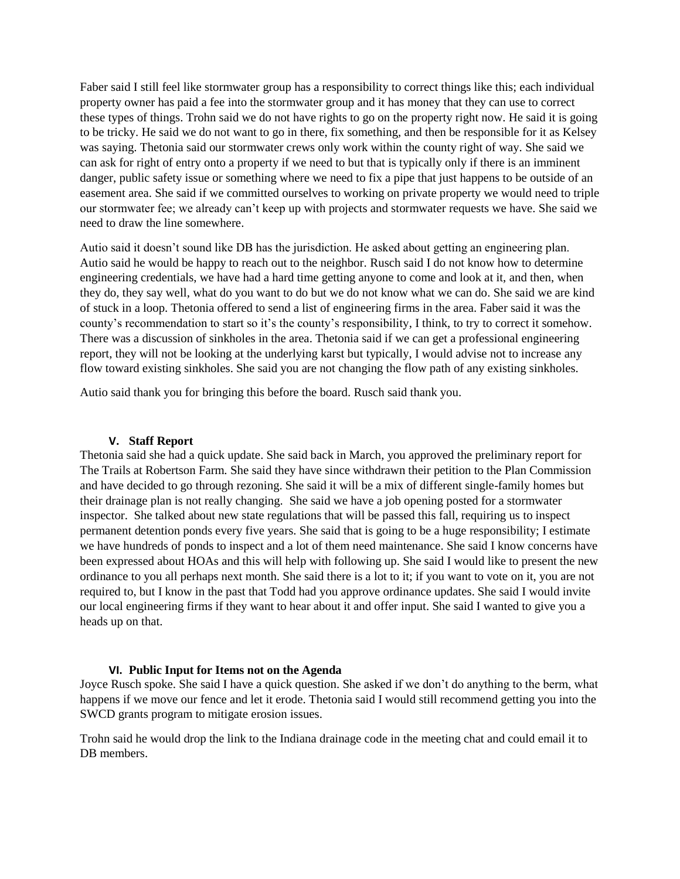Faber said I still feel like stormwater group has a responsibility to correct things like this; each individual property owner has paid a fee into the stormwater group and it has money that they can use to correct these types of things. Trohn said we do not have rights to go on the property right now. He said it is going to be tricky. He said we do not want to go in there, fix something, and then be responsible for it as Kelsey was saying. Thetonia said our stormwater crews only work within the county right of way. She said we can ask for right of entry onto a property if we need to but that is typically only if there is an imminent danger, public safety issue or something where we need to fix a pipe that just happens to be outside of an easement area. She said if we committed ourselves to working on private property we would need to triple our stormwater fee; we already can't keep up with projects and stormwater requests we have. She said we need to draw the line somewhere.

Autio said it doesn't sound like DB has the jurisdiction. He asked about getting an engineering plan. Autio said he would be happy to reach out to the neighbor. Rusch said I do not know how to determine engineering credentials, we have had a hard time getting anyone to come and look at it, and then, when they do, they say well, what do you want to do but we do not know what we can do. She said we are kind of stuck in a loop. Thetonia offered to send a list of engineering firms in the area. Faber said it was the county's recommendation to start so it's the county's responsibility, I think, to try to correct it somehow. There was a discussion of sinkholes in the area. Thetonia said if we can get a professional engineering report, they will not be looking at the underlying karst but typically, I would advise not to increase any flow toward existing sinkholes. She said you are not changing the flow path of any existing sinkholes.

Autio said thank you for bringing this before the board. Rusch said thank you.

## V. Staff Report

Thetonia said she had a quick update. She said back in March, you approved the preliminary report for The Trails at Robertson Farm. She said they have since withdrawn their petition to the Plan Commission and have decided to go through rezoning. She said it will be a mix of different single-family homes but their drainage plan is not really changing. She said we have a job opening posted for a stormwater inspector. She talked about new state regulations that will be passed this fall, requiring us to inspect permanent detention ponds every five years. She said that is going to be a huge responsibility; I estimate we have hundreds of ponds to inspect and a lot of them need maintenance. She said I know concerns have been expressed about HOAs and this will help with following up. She said I would like to present the new ordinance to you all perhaps next month. She said there is a lot to it; if you want to vote on it, you are not required to, but I know in the past that Todd had you approve ordinance updates. She said I would invite our local engineering firms if they want to hear about it and offer input. She said I wanted to give you a heads up on that.

## VI. Public Input for Items not on the Agenda

Joyce Rusch spoke. She said I have a quick question. She asked if we don't do anything to the berm, what happens if we move our fence and let it erode. Thetonia said I would still recommend getting you into the SWCD grants program to mitigate erosion issues.

Trohn said he would drop the link to the Indiana drainage code in the meeting chat and could email it to DB members.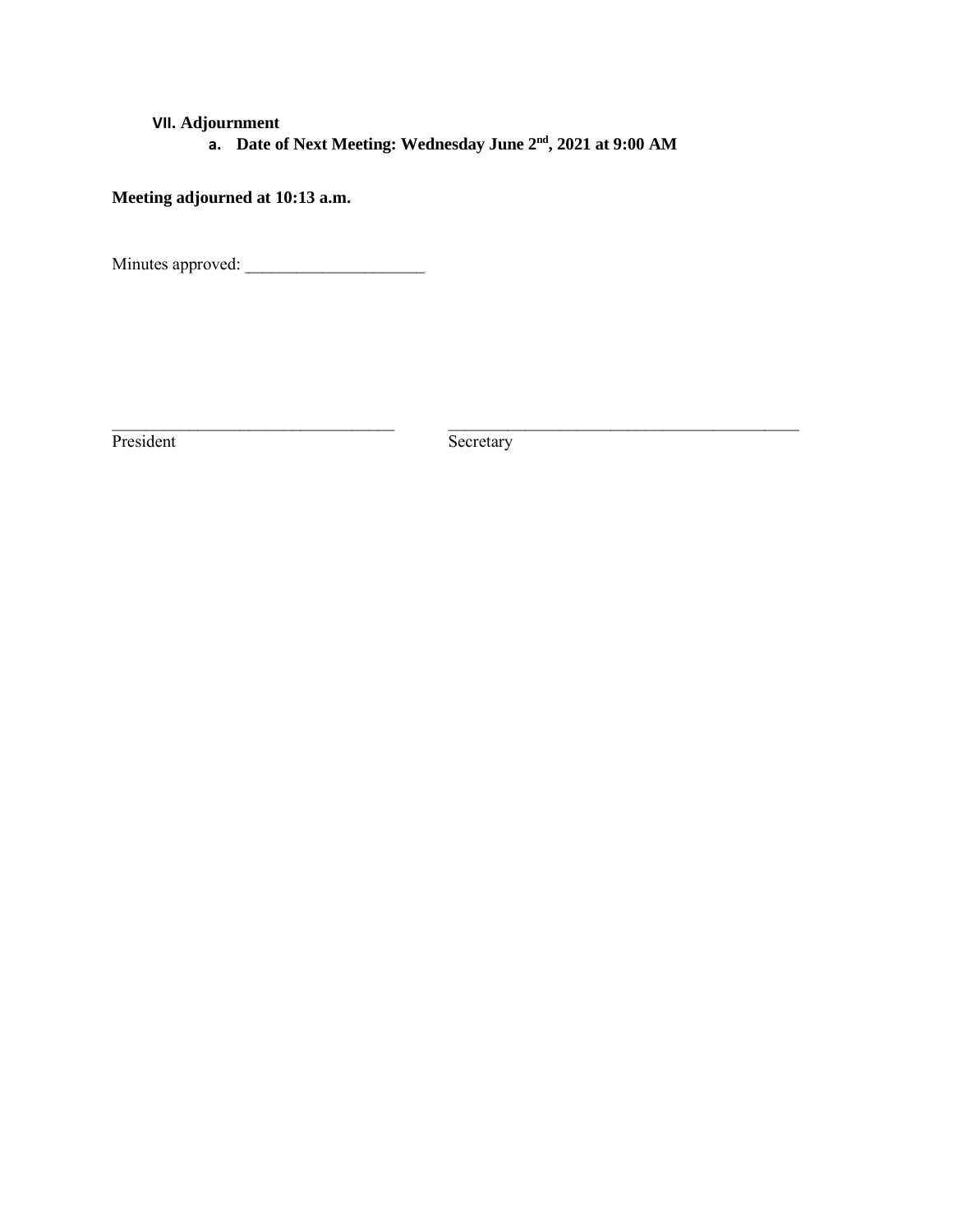**VII. Adjournment**

**a. Date of Next Meeting: Wednesday June 2nd, 2021 at 9:00 AM**

**Meeting adjourned at 10:13 a.m.**

Minutes approved: ____________________

_________________________________ President

__________________________________________ Secretary